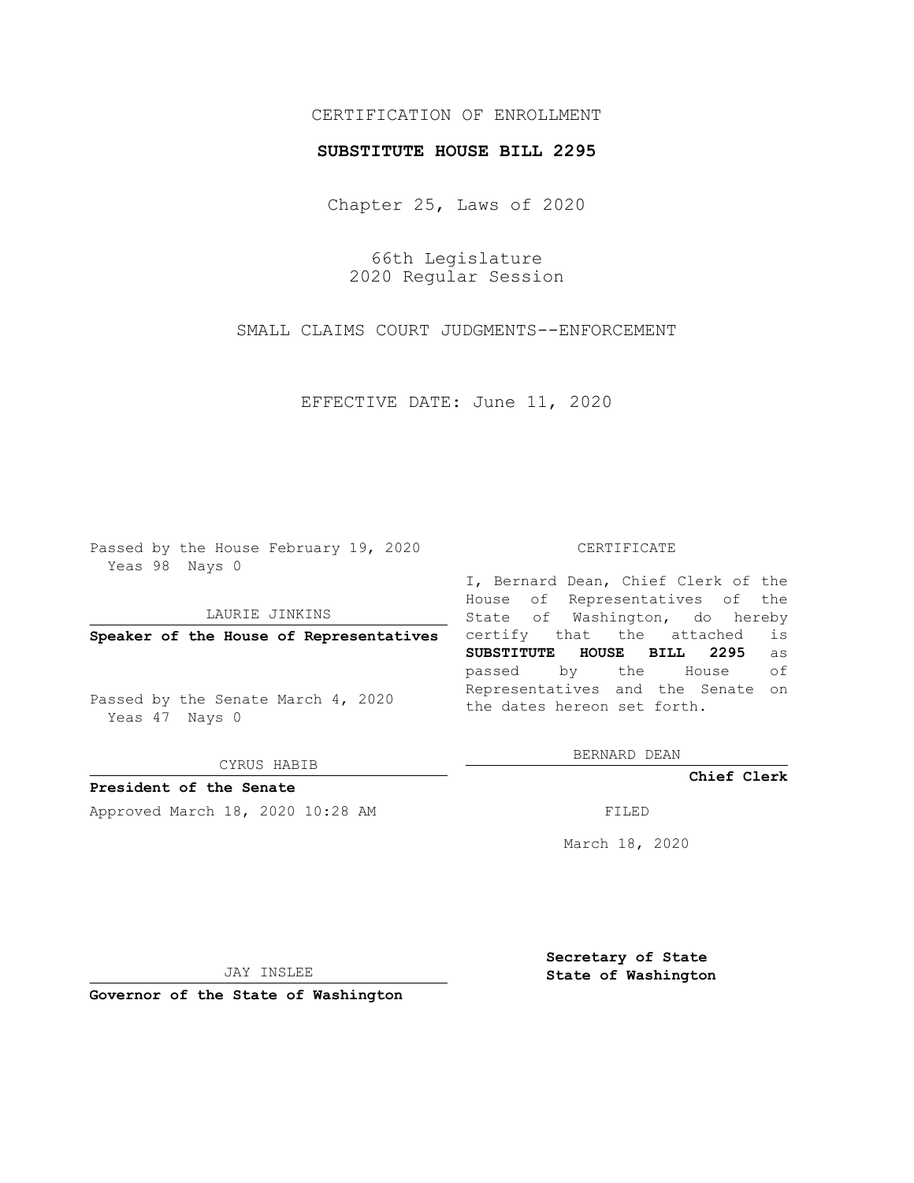CERTIFICATION OF ENROLLMENT

# SUBSTITUTE HOUSE BILL 2295

Chapter 25, Laws of 2020

66th Legislature
2020 Regular Session

SMALL CLAIMS COURT JUDGMENTS--ENFORCEMENT

EFFECTIVE DATE: June 11, 2020

Passed by the House February 19, 2020
Yeas 98 Nays 0

LAURIE JINKINS

**Speaker of the House of Representatives**

Passed by the Senate March 4, 2020
Yeas 47 Nays 0

CYRUS HABIB

**President of the Senate**

Approved March 18, 2020 10:28 AM

JAY INSLEE

**Governor of the State of Washington**

CERTIFICATE

I, Bernard Dean, Chief Clerk of the House of Representatives of the State of Washington, do hereby certify that the attached is **SUBSTITUTE HOUSE BILL 2295** as passed by the House of Representatives and the Senate on the dates hereon set forth.

BERNARD DEAN

**Chief Clerk**

FILED

March 18, 2020

**Secretary of State**
**State of Washington**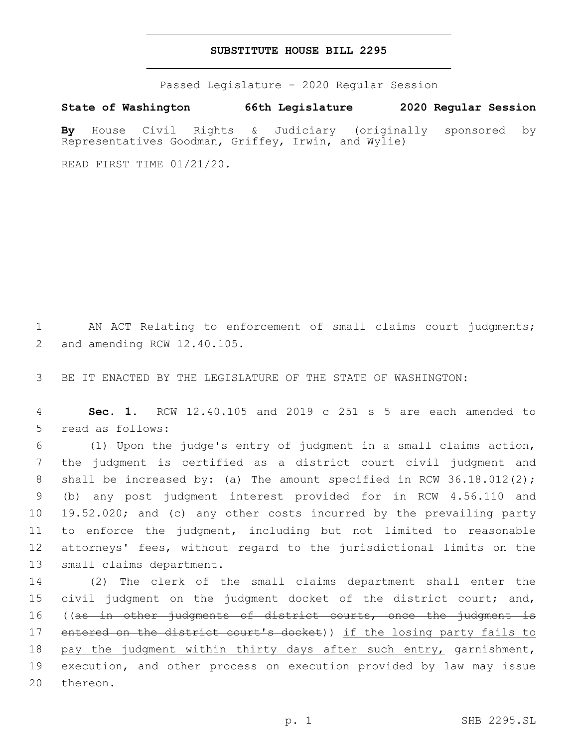# SUBSTITUTE HOUSE BILL 2295

Passed Legislature - 2020 Regular Session

**State of Washington 66th Legislature 2020 Regular Session**

**By** House Civil Rights & Judiciary (originally sponsored by Representatives Goodman, Griffey, Irwin, and Wylie)

READ FIRST TIME 01/21/20.

1 AN ACT Relating to enforcement of small claims court judgments; 2 and amending RCW 12.40.105.

3 BE IT ENACTED BY THE LEGISLATURE OF THE STATE OF WASHINGTON:

4 **Sec. 1.** RCW 12.40.105 and 2019 c 251 s 5 are each amended to 5 read as follows:

6 (1) Upon the judge's entry of judgment in a small claims action, 7 the judgment is certified as a district court civil judgment and 8 shall be increased by: (a) The amount specified in RCW 36.18.012(2); 9 (b) any post judgment interest provided for in RCW 4.56.110 and 10 19.52.020; and (c) any other costs incurred by the prevailing party 11 to enforce the judgment, including but not limited to reasonable 12 attorneys' fees, without regard to the jurisdictional limits on the 13 small claims department.

14 (2) The clerk of the small claims department shall enter the 15 civil judgment on the judgment docket of the district court; and, 16 ((~~as in other judgments of district courts, once the judgment is~~ 17 ~~entered on the district court's docket~~)) <u>if the losing party fails to</u> 18 <u>pay the judgment within thirty days after such entry,</u> garnishment, 19 execution, and other process on execution provided by law may issue 20 thereon.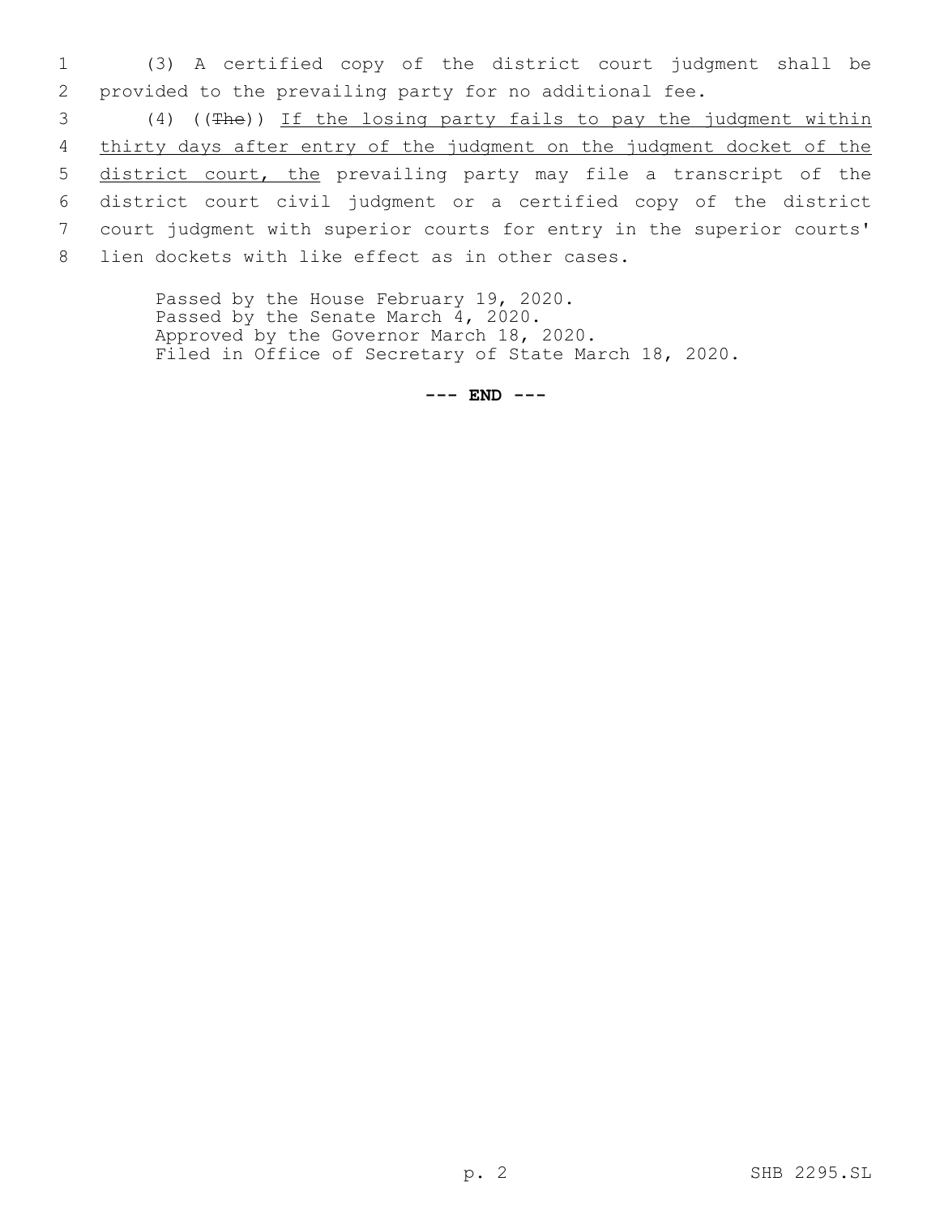(3) A certified copy of the district court judgment shall be provided to the prevailing party for no additional fee.

(4) ((~~The~~)) <u>If the losing party fails to pay the judgment within thirty days after entry of the judgment on the judgment docket of the district court, the</u> prevailing party may file a transcript of the district court civil judgment or a certified copy of the district court judgment with superior courts for entry in the superior courts' lien dockets with like effect as in other cases.

Passed by the House February 19, 2020.
Passed by the Senate March 4, 2020.
Approved by the Governor March 18, 2020.
Filed in Office of Secretary of State March 18, 2020.

**--- END ---**